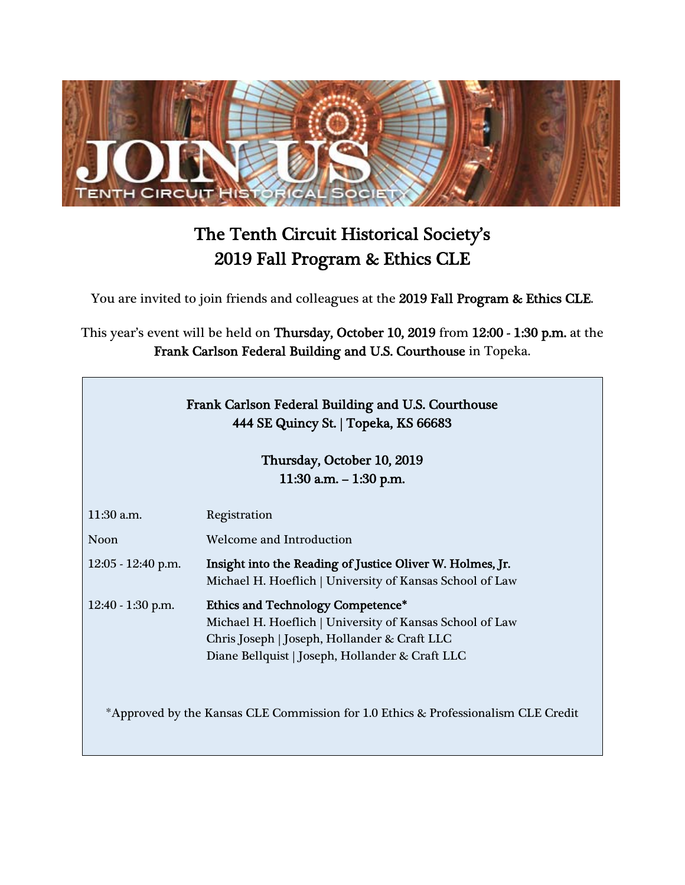JOIN US

TENTH CIRCUIT HISTORICAL SOCIETY

# The Tenth Circuit Historical Society's 2019 Fall Program & Ethics CLE

You are invited to join friends and colleagues at the **2019 Fall Program & Ethics CLE**.

This year's event will be held on **Thursday, October 10, 2019** from **12:00 - 1:30 p.m.** at the **Frank Carlson Federal Building and U.S. Courthouse** in Topeka.

**Frank Carlson Federal Building and U.S. Courthouse**
**444 SE Quincy St. | Topeka, KS 66683**

**Thursday, October 10, 2019**
**11:30 a.m. – 1:30 p.m.**

| | |
|---|---|
| 11:30 a.m. | Registration |
| Noon | Welcome and Introduction |
| 12:05 - 12:40 p.m. | **Insight into the Reading of Justice Oliver W. Holmes, Jr.**<br>Michael H. Hoeflich \| University of Kansas School of Law |
| 12:40 - 1:30 p.m. | **Ethics and Technology Competence***<br>Michael H. Hoeflich \| University of Kansas School of Law<br>Chris Joseph \| Joseph, Hollander & Craft LLC<br>Diane Bellquist \| Joseph, Hollander & Craft LLC |

*Approved by the Kansas CLE Commission for 1.0 Ethics & Professionalism CLE Credit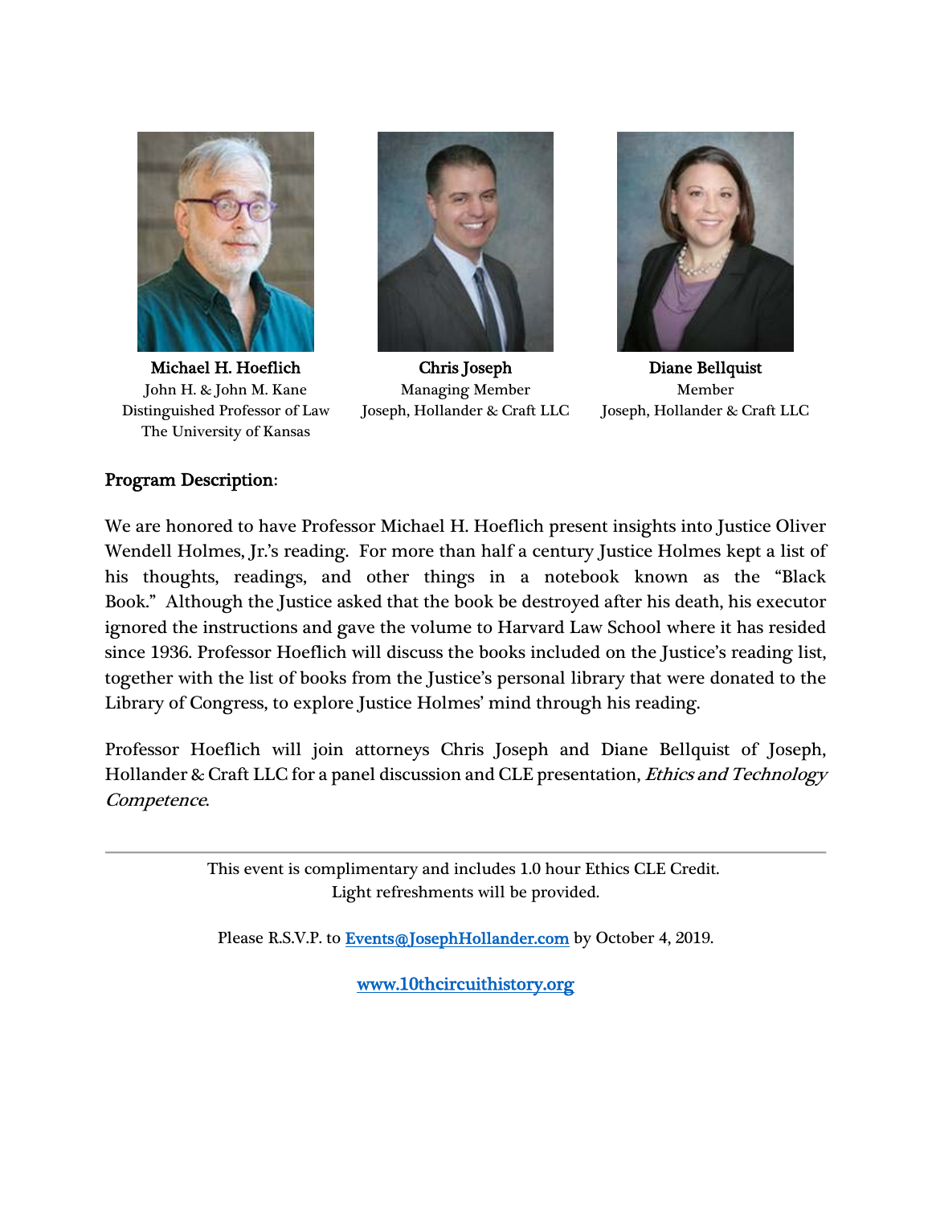**Michael H. Hoeflich**
John H. & John M. Kane
Distinguished Professor of Law
The University of Kansas

**Chris Joseph**
Managing Member
Joseph, Hollander & Craft LLC

**Diane Bellquist**
Member
Joseph, Hollander & Craft LLC

**Program Description**:

We are honored to have Professor Michael H. Hoeflich present insights into Justice Oliver Wendell Holmes, Jr.'s reading. For more than half a century Justice Holmes kept a list of his thoughts, readings, and other things in a notebook known as the "Black Book." Although the Justice asked that the book be destroyed after his death, his executor ignored the instructions and gave the volume to Harvard Law School where it has resided since 1936. Professor Hoeflich will discuss the books included on the Justice's reading list, together with the list of books from the Justice's personal library that were donated to the Library of Congress, to explore Justice Holmes' mind through his reading.

Professor Hoeflich will join attorneys Chris Joseph and Diane Bellquist of Joseph, Hollander & Craft LLC for a panel discussion and CLE presentation, *Ethics and Technology Competence*.

---

This event is complimentary and includes 1.0 hour Ethics CLE Credit.
Light refreshments will be provided.

Please R.S.V.P. to [Events@JosephHollander.com](mailto:Events@JosephHollander.com) by October 4, 2019.

[www.10thcircuithistory.org](http://www.10thcircuithistory.org)